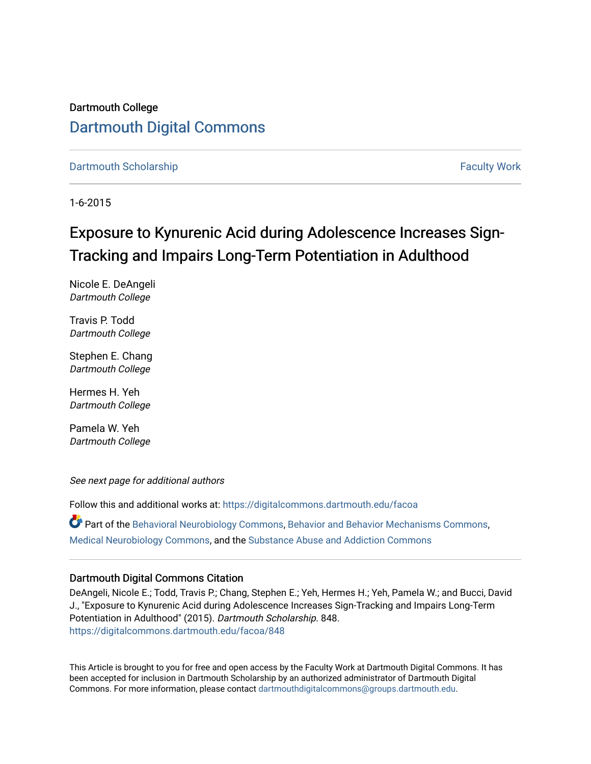Dartmouth College

# Dartmouth Digital Commons

Dartmouth Scholarship | Faculty Work

1-6-2015

## Exposure to Kynurenic Acid during Adolescence Increases Sign-Tracking and Impairs Long-Term Potentiation in Adulthood

Nicole E. DeAngeli
*Dartmouth College*

Travis P. Todd
*Dartmouth College*

Stephen E. Chang
*Dartmouth College*

Hermes H. Yeh
*Dartmouth College*

Pamela W. Yeh
*Dartmouth College*

*See next page for additional authors*

Follow this and additional works at: https://digitalcommons.dartmouth.edu/facoa

Part of the Behavioral Neurobiology Commons, Behavior and Behavior Mechanisms Commons, Medical Neurobiology Commons, and the Substance Abuse and Addiction Commons

### Dartmouth Digital Commons Citation

DeAngeli, Nicole E.; Todd, Travis P.; Chang, Stephen E.; Yeh, Hermes H.; Yeh, Pamela W.; and Bucci, David J., "Exposure to Kynurenic Acid during Adolescence Increases Sign-Tracking and Impairs Long-Term Potentiation in Adulthood" (2015). *Dartmouth Scholarship*. 848.
https://digitalcommons.dartmouth.edu/facoa/848

This Article is brought to you for free and open access by the Faculty Work at Dartmouth Digital Commons. It has been accepted for inclusion in Dartmouth Scholarship by an authorized administrator of Dartmouth Digital Commons. For more information, please contact dartmouthdigitalcommons@groups.dartmouth.edu.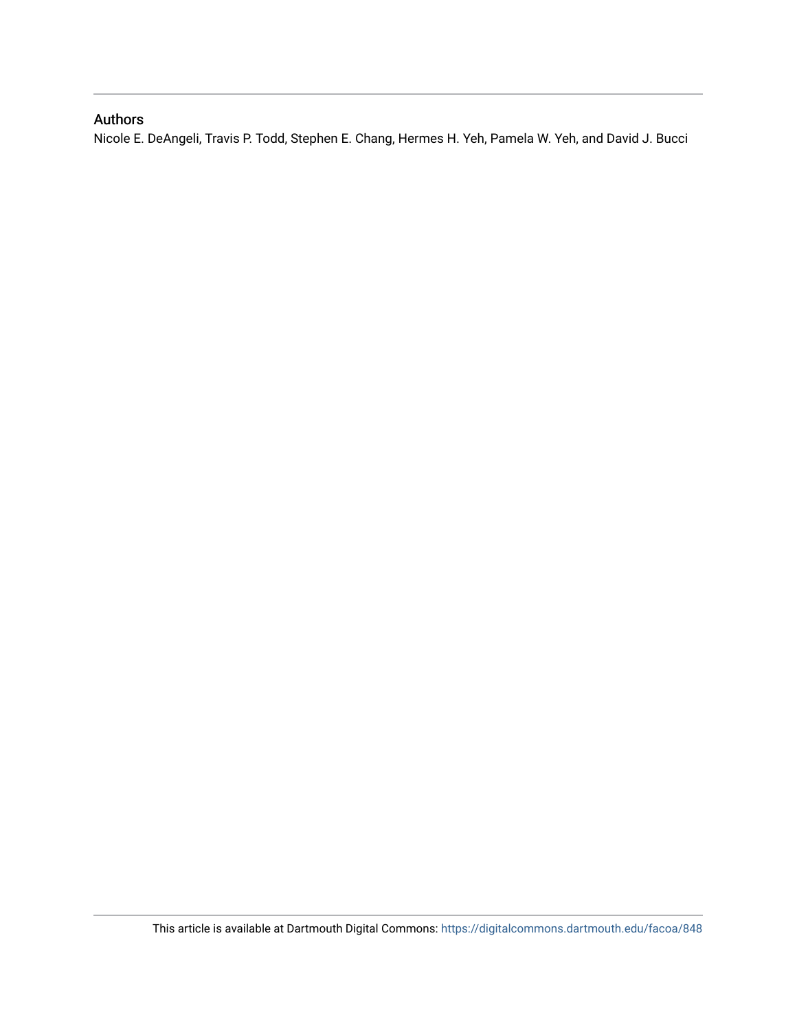## Authors

Nicole E. DeAngeli, Travis P. Todd, Stephen E. Chang, Hermes H. Yeh, Pamela W. Yeh, and David J. Bucci

This article is available at Dartmouth Digital Commons: https://digitalcommons.dartmouth.edu/facoa/848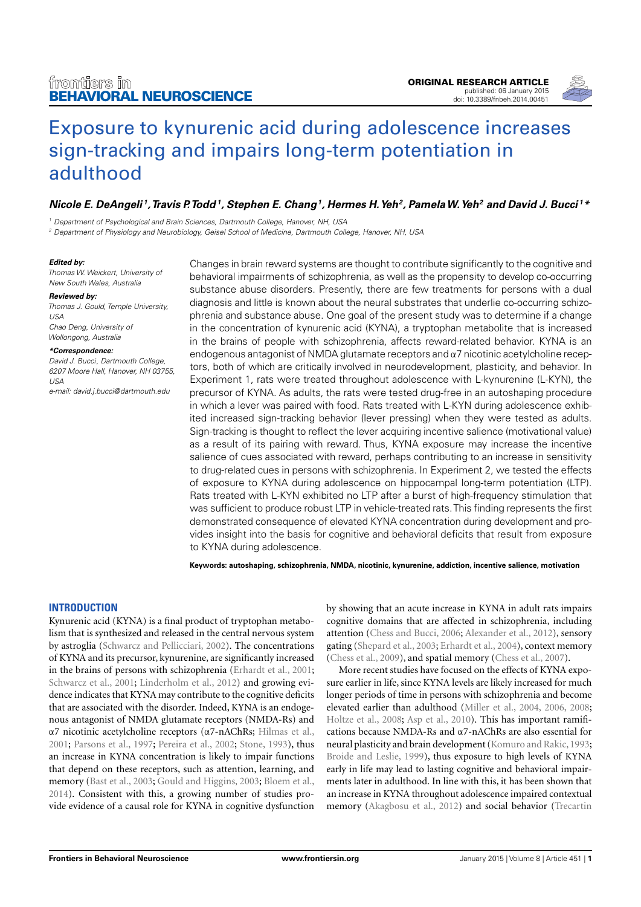# Exposure to kynurenic acid during adolescence increases sign-tracking and impairs long-term potentiation in adulthood

***Nicole E. DeAngeli[1], Travis P. Todd[1], Stephen E. Chang[1], Hermes H. Yeh[2], Pamela W. Yeh[2] and David J. Bucci[1]\****

[1] Department of Psychological and Brain Sciences, Dartmouth College, Hanover, NH, USA

[2] Department of Physiology and Neurobiology, Geisel School of Medicine, Dartmouth College, Hanover, NH, USA

***Edited by:***
*Thomas W. Weickert, University of New South Wales, Australia*

***Reviewed by:***
*Thomas J. Gould, Temple University, USA*
*Chao Deng, University of Wollongong, Australia*

***\*Correspondence:***
*David J. Bucci, Dartmouth College, 6207 Moore Hall, Hanover, NH 03755, USA*
*e-mail: david.j.bucci@dartmouth.edu*

Changes in brain reward systems are thought to contribute significantly to the cognitive and behavioral impairments of schizophrenia, as well as the propensity to develop co-occurring substance abuse disorders. Presently, there are few treatments for persons with a dual diagnosis and little is known about the neural substrates that underlie co-occurring schizophrenia and substance abuse. One goal of the present study was to determine if a change in the concentration of kynurenic acid (KYNA), a tryptophan metabolite that is increased in the brains of people with schizophrenia, affects reward-related behavior. KYNA is an endogenous antagonist of NMDA glutamate receptors and α7 nicotinic acetylcholine receptors, both of which are critically involved in neurodevelopment, plasticity, and behavior. In Experiment 1, rats were treated throughout adolescence with L-kynurenine (L-KYN), the precursor of KYNA. As adults, the rats were tested drug-free in an autoshaping procedure in which a lever was paired with food. Rats treated with L-KYN during adolescence exhibited increased sign-tracking behavior (lever pressing) when they were tested as adults. Sign-tracking is thought to reflect the lever acquiring incentive salience (motivational value) as a result of its pairing with reward. Thus, KYNA exposure may increase the incentive salience of cues associated with reward, perhaps contributing to an increase in sensitivity to drug-related cues in persons with schizophrenia. In Experiment 2, we tested the effects of exposure to KYNA during adolescence on hippocampal long-term potentiation (LTP). Rats treated with L-KYN exhibited no LTP after a burst of high-frequency stimulation that was sufficient to produce robust LTP in vehicle-treated rats. This finding represents the first demonstrated consequence of elevated KYNA concentration during development and provides insight into the basis for cognitive and behavioral deficits that result from exposure to KYNA during adolescence.

**Keywords: autoshaping, schizophrenia, NMDA, nicotinic, kynurenine, addiction, incentive salience, motivation**

## INTRODUCTION

Kynurenic acid (KYNA) is a final product of tryptophan metabolism that is synthesized and released in the central nervous system by astroglia (Schwarcz and Pellicciari, 2002). The concentrations of KYNA and its precursor, kynurenine, are significantly increased in the brains of persons with schizophrenia (Erhardt et al., 2001; Schwarcz et al., 2001; Linderholm et al., 2012) and growing evidence indicates that KYNA may contribute to the cognitive deficits that are associated with the disorder. Indeed, KYNA is an endogenous antagonist of NMDA glutamate receptors (NMDA-Rs) and α7 nicotinic acetylcholine receptors (α7-nAChRs; Hilmas et al., 2001; Parsons et al., 1997; Pereira et al., 2002; Stone, 1993), thus an increase in KYNA concentration is likely to impair functions that depend on these receptors, such as attention, learning, and memory (Bast et al., 2003; Gould and Higgins, 2003; Bloem et al., 2014). Consistent with this, a growing number of studies provide evidence of a causal role for KYNA in cognitive dysfunction by showing that an acute increase in KYNA in adult rats impairs cognitive domains that are affected in schizophrenia, including attention (Chess and Bucci, 2006; Alexander et al., 2012), sensory gating (Shepard et al., 2003; Erhardt et al., 2004), context memory (Chess et al., 2009), and spatial memory (Chess et al., 2007).

More recent studies have focused on the effects of KYNA exposure earlier in life, since KYNA levels are likely increased for much longer periods of time in persons with schizophrenia and become elevated earlier than adulthood (Miller et al., 2004, 2006, 2008; Holtze et al., 2008; Asp et al., 2010). This has important ramifications because NMDA-Rs and α7-nAChRs are also essential for neural plasticity and brain development (Komuro and Rakic, 1993; Broide and Leslie, 1999), thus exposure to high levels of KYNA early in life may lead to lasting cognitive and behavioral impairments later in adulthood. In line with this, it has been shown that an increase in KYNA throughout adolescence impaired contextual memory (Akagbosu et al., 2012) and social behavior (Trecartin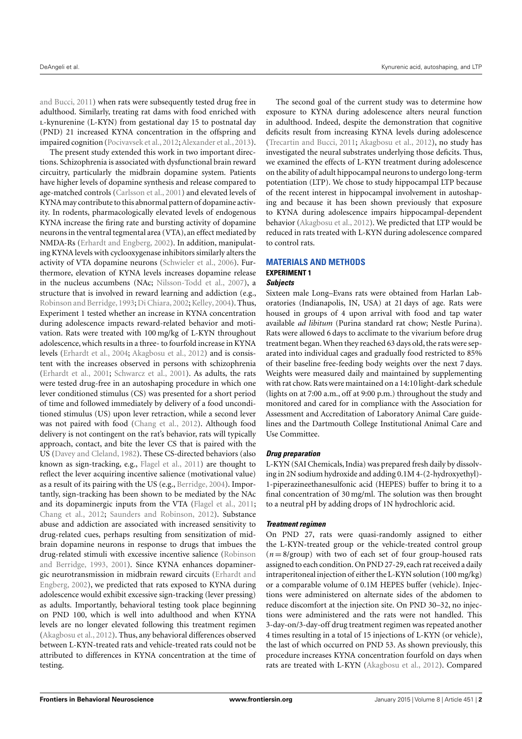and Bucci, 2011) when rats were subsequently tested drug free in adulthood. Similarly, treating rat dams with food enriched with L-kynurenine (L-KYN) from gestational day 15 to postnatal day (PND) 21 increased KYNA concentration in the offspring and impaired cognition (Pocivavsek et al., 2012; Alexander et al., 2013).

The present study extended this work in two important directions. Schizophrenia is associated with dysfunctional brain reward circuitry, particularly the midbrain dopamine system. Patients have higher levels of dopamine synthesis and release compared to age-matched controls (Carlsson et al., 2001) and elevated levels of KYNA may contribute to this abnormal pattern of dopamine activity. In rodents, pharmacologically elevated levels of endogenous KYNA increase the firing rate and bursting activity of dopamine neurons in the ventral tegmental area (VTA), an effect mediated by NMDA-Rs (Erhardt and Engberg, 2002). In addition, manipulating KYNA levels with cyclooxygenase inhibitors similarly alters the activity of VTA dopamine neurons (Schwieler et al., 2006). Furthermore, elevation of KYNA levels increases dopamine release in the nucleus accumbens (NAc; Nilsson-Todd et al., 2007), a structure that is involved in reward learning and addiction (e.g., Robinson and Berridge, 1993; Di Chiara, 2002; Kelley, 2004). Thus, Experiment 1 tested whether an increase in KYNA concentration during adolescence impacts reward-related behavior and motivation. Rats were treated with 100 mg/kg of L-KYN throughout adolescence, which results in a three- to fourfold increase in KYNA levels (Erhardt et al., 2004; Akagbosu et al., 2012) and is consistent with the increases observed in persons with schizophrenia (Erhardt et al., 2001; Schwarcz et al., 2001). As adults, the rats were tested drug-free in an autoshaping procedure in which one lever conditioned stimulus (CS) was presented for a short period of time and followed immediately by delivery of a food unconditioned stimulus (US) upon lever retraction, while a second lever was not paired with food (Chang et al., 2012). Although food delivery is not contingent on the rat's behavior, rats will typically approach, contact, and bite the lever CS that is paired with the US (Davey and Cleland, 1982). These CS-directed behaviors (also known as sign-tracking, e.g., Flagel et al., 2011) are thought to reflect the lever acquiring incentive salience (motivational value) as a result of its pairing with the US (e.g., Berridge, 2004). Importantly, sign-tracking has been shown to be mediated by the NAc and its dopaminergic inputs from the VTA (Flagel et al., 2011; Chang et al., 2012; Saunders and Robinson, 2012). Substance abuse and addiction are associated with increased sensitivity to drug-related cues, perhaps resulting from sensitization of midbrain dopamine neurons in response to drugs that imbues the drug-related stimuli with excessive incentive salience (Robinson and Berridge, 1993, 2001). Since KYNA enhances dopaminergic neurotransmission in midbrain reward circuits (Erhardt and Engberg, 2002), we predicted that rats exposed to KYNA during adolescence would exhibit excessive sign-tracking (lever pressing) as adults. Importantly, behavioral testing took place beginning on PND 100, which is well into adulthood and when KYNA levels are no longer elevated following this treatment regimen (Akagbosu et al., 2012). Thus, any behavioral differences observed between L-KYN-treated rats and vehicle-treated rats could not be attributed to differences in KYNA concentration at the time of testing.

The second goal of the current study was to determine how exposure to KYNA during adolescence alters neural function in adulthood. Indeed, despite the demonstration that cognitive deficits result from increasing KYNA levels during adolescence (Trecartin and Bucci, 2011; Akagbosu et al., 2012), no study has investigated the neural substrates underlying those deficits. Thus, we examined the effects of L-KYN treatment during adolescence on the ability of adult hippocampal neurons to undergo long-term potentiation (LTP). We chose to study hippocampal LTP because of the recent interest in hippocampal involvement in autoshaping and because it has been shown previously that exposure to KYNA during adolescence impairs hippocampal-dependent behavior (Akagbosu et al., 2012). We predicted that LTP would be reduced in rats treated with L-KYN during adolescence compared to control rats.

## MATERIALS AND METHODS

### EXPERIMENT 1

#### *Subjects*

Sixteen male Long–Evans rats were obtained from Harlan Laboratories (Indianapolis, IN, USA) at 21 days of age. Rats were housed in groups of 4 upon arrival with food and tap water available *ad libitum* (Purina standard rat chow; Nestle Purina). Rats were allowed 6 days to acclimate to the vivarium before drug treatment began. When they reached 63 days old, the rats were separated into individual cages and gradually food restricted to 85% of their baseline free-feeding body weights over the next 7 days. Weights were measured daily and maintained by supplementing with rat chow. Rats were maintained on a 14:10 light-dark schedule (lights on at 7:00 a.m., off at 9:00 p.m.) throughout the study and monitored and cared for in compliance with the Association for Assessment and Accreditation of Laboratory Animal Care guidelines and the Dartmouth College Institutional Animal Care and Use Committee.

#### *Drug preparation*

L-KYN (SAI Chemicals, India) was prepared fresh daily by dissolving in 2N sodium hydroxide and adding 0.1M 4-(2-hydroxyethyl)-1-piperazineethanesulfonic acid (HEPES) buffer to bring it to a final concentration of 30 mg/ml. The solution was then brought to a neutral pH by adding drops of 1N hydrochloric acid.

#### *Treatment regimen*

On PND 27, rats were quasi-randomly assigned to either the L-KYN-treated group or the vehicle-treated control group ($n = 8$/group) with two of each set of four group-housed rats assigned to each condition. On PND 27-29, each rat received a daily intraperitoneal injection of either the L-KYN solution (100 mg/kg) or a comparable volume of 0.1M HEPES buffer (vehicle). Injections were administered on alternate sides of the abdomen to reduce discomfort at the injection site. On PND 30–32, no injections were administered and the rats were not handled. This 3-day-on/3-day-off drug treatment regimen was repeated another 4 times resulting in a total of 15 injections of L-KYN (or vehicle), the last of which occurred on PND 53. As shown previously, this procedure increases KYNA concentration fourfold on days when rats are treated with L-KYN (Akagbosu et al., 2012). Compared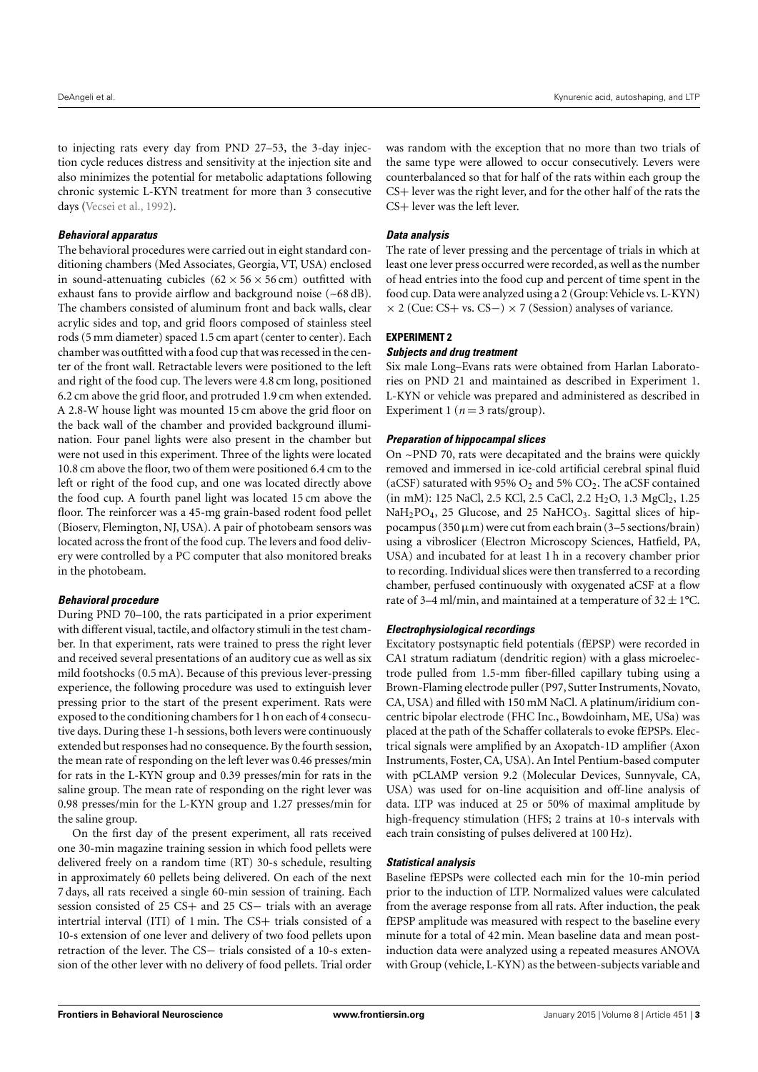to injecting rats every day from PND 27–53, the 3-day injection cycle reduces distress and sensitivity at the injection site and also minimizes the potential for metabolic adaptations following chronic systemic L-KYN treatment for more than 3 consecutive days (Vecsei et al., 1992).

#### *Behavioral apparatus*

The behavioral procedures were carried out in eight standard conditioning chambers (Med Associates, Georgia, VT, USA) enclosed in sound-attenuating cubicles ($62 \times 56 \times 56$ cm) outfitted with exhaust fans to provide airflow and background noise (~68 dB). The chambers consisted of aluminum front and back walls, clear acrylic sides and top, and grid floors composed of stainless steel rods (5 mm diameter) spaced 1.5 cm apart (center to center). Each chamber was outfitted with a food cup that was recessed in the center of the front wall. Retractable levers were positioned to the left and right of the food cup. The levers were 4.8 cm long, positioned 6.2 cm above the grid floor, and protruded 1.9 cm when extended. A 2.8-W house light was mounted 15 cm above the grid floor on the back wall of the chamber and provided background illumination. Four panel lights were also present in the chamber but were not used in this experiment. Three of the lights were located 10.8 cm above the floor, two of them were positioned 6.4 cm to the left or right of the food cup, and one was located directly above the food cup. A fourth panel light was located 15 cm above the floor. The reinforcer was a 45-mg grain-based rodent food pellet (Bioserv, Flemington, NJ, USA). A pair of photobeam sensors was located across the front of the food cup. The levers and food delivery were controlled by a PC computer that also monitored breaks in the photobeam.

#### *Behavioral procedure*

During PND 70–100, the rats participated in a prior experiment with different visual, tactile, and olfactory stimuli in the test chamber. In that experiment, rats were trained to press the right lever and received several presentations of an auditory cue as well as six mild footshocks (0.5 mA). Because of this previous lever-pressing experience, the following procedure was used to extinguish lever pressing prior to the start of the present experiment. Rats were exposed to the conditioning chambers for 1 h on each of 4 consecutive days. During these 1-h sessions, both levers were continuously extended but responses had no consequence. By the fourth session, the mean rate of responding on the left lever was 0.46 presses/min for rats in the L-KYN group and 0.39 presses/min for rats in the saline group. The mean rate of responding on the right lever was 0.98 presses/min for the L-KYN group and 1.27 presses/min for the saline group.

On the first day of the present experiment, all rats received one 30-min magazine training session in which food pellets were delivered freely on a random time (RT) 30-s schedule, resulting in approximately 60 pellets being delivered. On each of the next 7 days, all rats received a single 60-min session of training. Each session consisted of 25 CS+ and 25 CS− trials with an average intertrial interval (ITI) of 1 min. The CS+ trials consisted of a 10-s extension of one lever and delivery of two food pellets upon retraction of the lever. The CS− trials consisted of a 10-s extension of the other lever with no delivery of food pellets. Trial order was random with the exception that no more than two trials of the same type were allowed to occur consecutively. Levers were counterbalanced so that for half of the rats within each group the CS+ lever was the right lever, and for the other half of the rats the CS+ lever was the left lever.

#### *Data analysis*

The rate of lever pressing and the percentage of trials in which at least one lever press occurred were recorded, as well as the number of head entries into the food cup and percent of time spent in the food cup. Data were analyzed using a 2 (Group: Vehicle vs. L-KYN) $\times$ 2 (Cue: CS+ vs. CS−) $\times$ 7 (Session) analyses of variance.

### EXPERIMENT 2

#### *Subjects and drug treatment*

Six male Long–Evans rats were obtained from Harlan Laboratories on PND 21 and maintained as described in Experiment 1. L-KYN or vehicle was prepared and administered as described in Experiment 1 ($n = 3$ rats/group).

#### *Preparation of hippocampal slices*

On ~PND 70, rats were decapitated and the brains were quickly removed and immersed in ice-cold artificial cerebral spinal fluid (aCSF) saturated with 95% $O_2$ and 5% $CO_2$. The aCSF contained (in mM): 125 NaCl, 2.5 KCl, 2.5 CaCl, 2.2 $H_2O$, 1.3 $MgCl_2$, 1.25 $NaH_2PO_4$, 25 Glucose, and 25 $NaHCO_3$. Sagittal slices of hippocampus (350 µm) were cut from each brain (3–5 sections/brain) using a vibroslicer (Electron Microscopy Sciences, Hatfield, PA, USA) and incubated for at least 1 h in a recovery chamber prior to recording. Individual slices were then transferred to a recording chamber, perfused continuously with oxygenated aCSF at a flow rate of 3–4 ml/min, and maintained at a temperature of $32 \pm 1$°C.

#### *Electrophysiological recordings*

Excitatory postsynaptic field potentials (fEPSP) were recorded in CA1 stratum radiatum (dendritic region) with a glass microelectrode pulled from 1.5-mm fiber-filled capillary tubing using a Brown-Flaming electrode puller (P97, Sutter Instruments, Novato, CA, USA) and filled with 150 mM NaCl. A platinum/iridium concentric bipolar electrode (FHC Inc., Bowdoinham, ME, USa) was placed at the path of the Schaffer collaterals to evoke fEPSPs. Electrical signals were amplified by an Axopatch-1D amplifier (Axon Instruments, Foster, CA, USA). An Intel Pentium-based computer with pCLAMP version 9.2 (Molecular Devices, Sunnyvale, CA, USA) was used for on-line acquisition and off-line analysis of data. LTP was induced at 25 or 50% of maximal amplitude by high-frequency stimulation (HFS; 2 trains at 10-s intervals with each train consisting of pulses delivered at 100 Hz).

#### *Statistical analysis*

Baseline fEPSPs were collected each min for the 10-min period prior to the induction of LTP. Normalized values were calculated from the average response from all rats. After induction, the peak fEPSP amplitude was measured with respect to the baseline every minute for a total of 42 min. Mean baseline data and mean post-induction data were analyzed using a repeated measures ANOVA with Group (vehicle, L-KYN) as the between-subjects variable and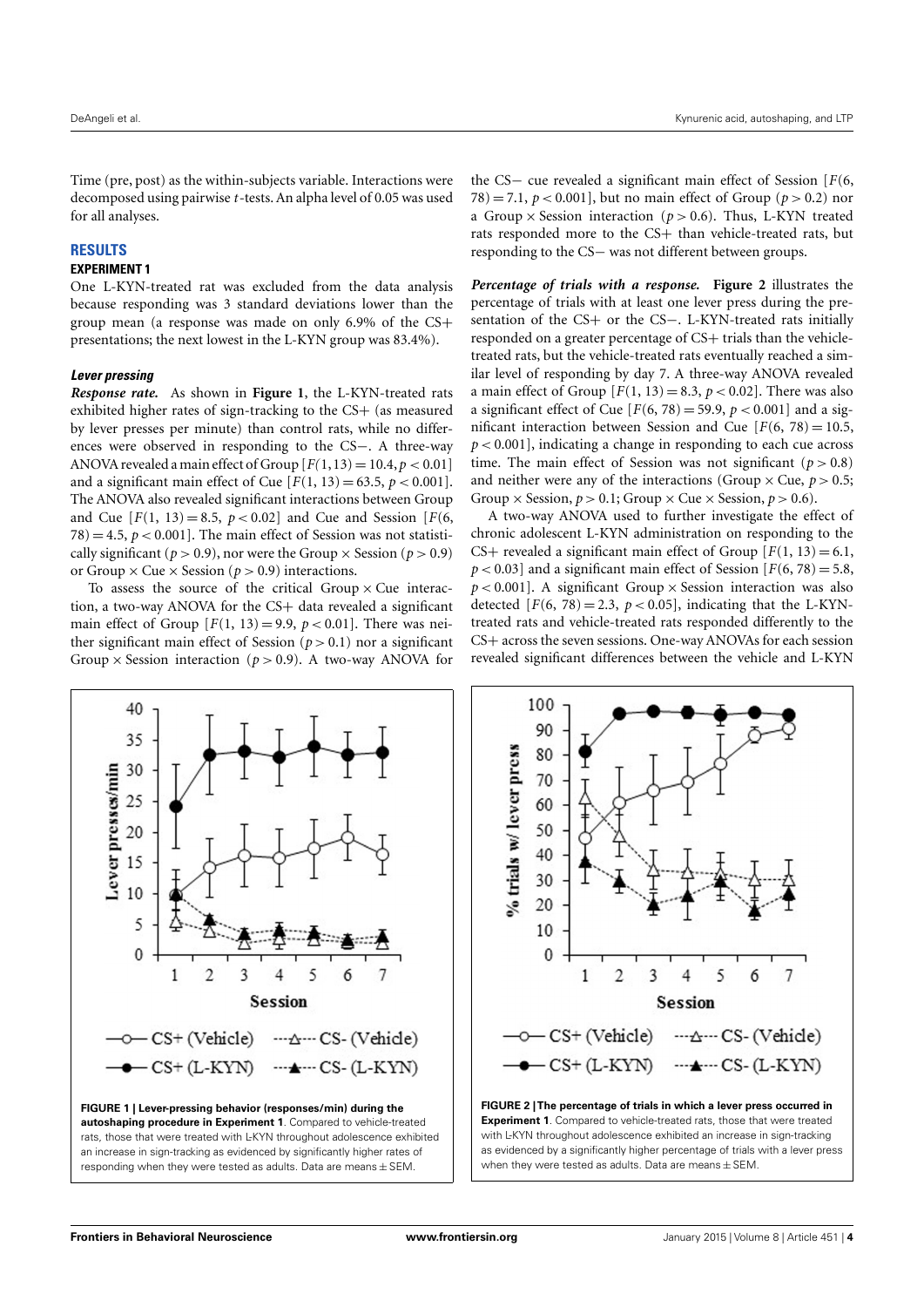Time (pre, post) as the within-subjects variable. Interactions were decomposed using pairwise *t*-tests. An alpha level of 0.05 was used for all analyses.

## RESULTS

### EXPERIMENT 1

One L-KYN-treated rat was excluded from the data analysis because responding was 3 standard deviations lower than the group mean (a response was made on only 6.9% of the CS+ presentations; the next lowest in the L-KYN group was 83.4%).

#### *Lever pressing*

***Response rate.*** As shown in **Figure 1**, the L-KYN-treated rats exhibited higher rates of sign-tracking to the CS+ (as measured by lever presses per minute) than control rats, while no differences were observed in responding to the CS−. A three-way ANOVA revealed a main effect of Group [$F(1,13) = 10.4, p < 0.01$] and a significant main effect of Cue [$F(1, 13) = 63.5, p < 0.001$]. The ANOVA also revealed significant interactions between Group and Cue [$F(1, 13) = 8.5, p < 0.02$] and Cue and Session [$F(6, 78) = 4.5, p < 0.001$]. The main effect of Session was not statistically significant ($p > 0.9$), nor were the Group × Session ($p > 0.9$) or Group × Cue × Session ($p > 0.9$) interactions.

To assess the source of the critical Group × Cue interaction, a two-way ANOVA for the CS+ data revealed a significant main effect of Group [$F(1, 13) = 9.9, p < 0.01$]. There was neither significant main effect of Session ($p > 0.1$) nor a significant Group × Session interaction ($p > 0.9$). A two-way ANOVA for the CS− cue revealed a significant main effect of Session [$F(6, 78) = 7.1, p < 0.001$], but no main effect of Group ($p > 0.2$) nor a Group × Session interaction ($p > 0.6$). Thus, L-KYN treated rats responded more to the CS+ than vehicle-treated rats, but responding to the CS− was not different between groups.

***Percentage of trials with a response.*** **Figure 2** illustrates the percentage of trials with at least one lever press during the presentation of the CS+ or the CS−. L-KYN-treated rats initially responded on a greater percentage of CS+ trials than the vehicle-treated rats, but the vehicle-treated rats eventually reached a similar level of responding by day 7. A three-way ANOVA revealed a main effect of Group [$F(1, 13) = 8.3, p < 0.02$]. There was also a significant effect of Cue [$F(6, 78) = 59.9, p < 0.001$] and a significant interaction between Session and Cue [$F(6, 78) = 10.5, p < 0.001$], indicating a change in responding to each cue across time. The main effect of Session was not significant ($p > 0.8$) and neither were any of the interactions (Group × Cue, $p > 0.5$; Group × Session, $p > 0.1$; Group × Cue × Session, $p > 0.6$).

A two-way ANOVA used to further investigate the effect of chronic adolescent L-KYN administration on responding to the CS+ revealed a significant main effect of Group [$F(1, 13) = 6.1, p < 0.03$] and a significant main effect of Session [$F(6, 78) = 5.8, p < 0.001$]. A significant Group × Session interaction was also detected [$F(6, 78) = 2.3, p < 0.05$], indicating that the L-KYN-treated rats and vehicle-treated rats responded differently to the CS+ across the seven sessions. One-way ANOVAs for each session revealed significant differences between the vehicle and L-KYN

**FIGURE 1 | Lever-pressing behavior (responses/min) during the autoshaping procedure in Experiment 1**. Compared to vehicle-treated rats, those that were treated with L-KYN throughout adolescence exhibited an increase in sign-tracking as evidenced by significantly higher rates of responding when they were tested as adults. Data are means ± SEM.

**FIGURE 2 | The percentage of trials in which a lever press occurred in Experiment 1**. Compared to vehicle-treated rats, those that were treated with L-KYN throughout adolescence exhibited an increase in sign-tracking as evidenced by a significantly higher percentage of trials with a lever press when they were tested as adults. Data are means ± SEM.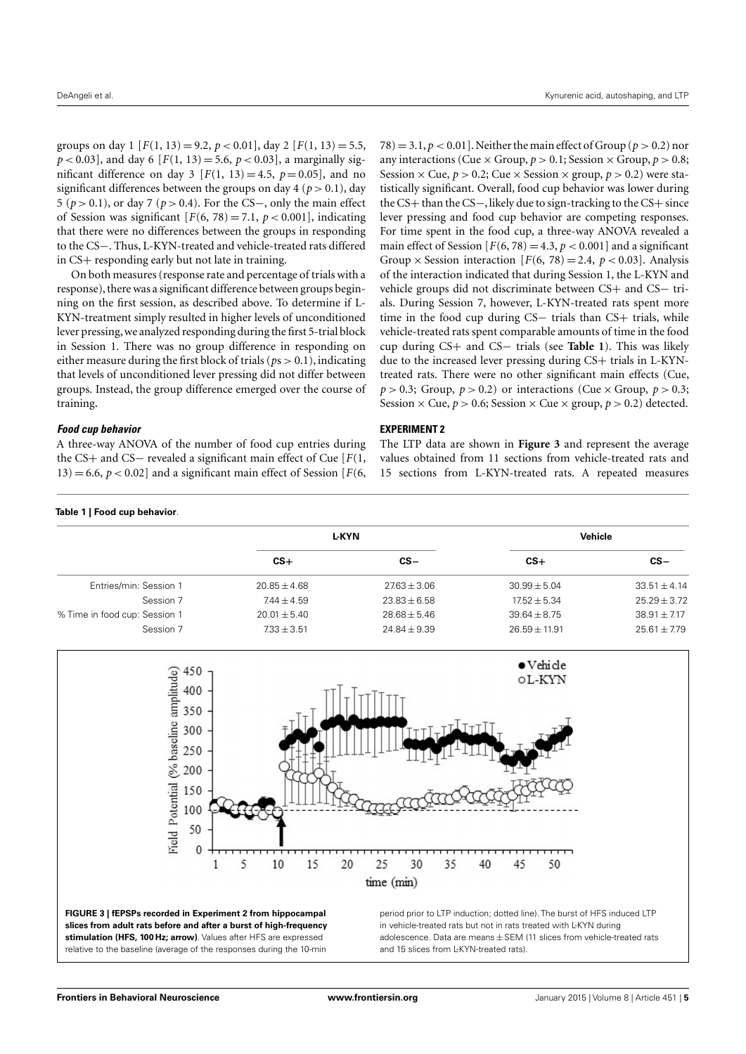groups on day 1 [$F(1, 13) = 9.2$, $p < 0.01$], day 2 [$F(1, 13) = 5.5$, $p < 0.03$], and day 6 [$F(1, 13) = 5.6$, $p < 0.03$], a marginally significant difference on day 3 [$F(1, 13) = 4.5$, $p = 0.05$], and no significant differences between the groups on day 4 ($p > 0.1$), day 5 ($p > 0.1$), or day 7 ($p > 0.4$). For the CS−, only the main effect of Session was significant [$F(6, 78) = 7.1$, $p < 0.001$], indicating that there were no differences between the groups in responding to the CS−. Thus, L-KYN-treated and vehicle-treated rats differed in CS+ responding early but not late in training.

On both measures (response rate and percentage of trials with a response), there was a significant difference between groups beginning on the first session, as described above. To determine if L-KYN-treatment simply resulted in higher levels of unconditioned lever pressing, we analyzed responding during the first 5-trial block in Session 1. There was no group difference in responding on either measure during the first block of trials ($ps > 0.1$), indicating that levels of unconditioned lever pressing did not differ between groups. Instead, the group difference emerged over the course of training.

#### *Food cup behavior*

A three-way ANOVA of the number of food cup entries during the CS+ and CS− revealed a significant main effect of Cue [$F(1, 13) = 6.6$, $p < 0.02$] and a significant main effect of Session [$F(6, 78) = 3.1$, $p < 0.01$]. Neither the main effect of Group ($p > 0.2$) nor any interactions (Cue × Group, $p > 0.1$; Session × Group, $p > 0.8$; Session × Cue, $p > 0.2$; Cue × Session × group, $p > 0.2$) were statistically significant. Overall, food cup behavior was lower during the CS+ than the CS−, likely due to sign-tracking to the CS+ since lever pressing and food cup behavior are competing responses. For time spent in the food cup, a three-way ANOVA revealed a main effect of Session [$F(6, 78) = 4.3$, $p < 0.001$] and a significant Group × Session interaction [$F(6, 78) = 2.4$, $p < 0.03$]. Analysis of the interaction indicated that during Session 1, the L-KYN and vehicle groups did not discriminate between CS+ and CS− trials. During Session 7, however, L-KYN-treated rats spent more time in the food cup during CS− trials than CS+ trials, while vehicle-treated rats spent comparable amounts of time in the food cup during CS+ and CS− trials (see **Table 1**). This was likely due to the increased lever pressing during CS+ trials in L-KYN-treated rats. There were no other significant main effects (Cue, $p > 0.3$; Group, $p > 0.2$) or interactions (Cue × Group, $p > 0.3$; Session × Cue, $p > 0.6$; Session × Cue × group, $p > 0.2$) detected.

### EXPERIMENT 2

The LTP data are shown in **Figure 3** and represent the average values obtained from 11 sections from vehicle-treated rats and 15 sections from L-KYN-treated rats. A repeated measures

**Table 1 | Food cup behavior**.

| | L-KYN | | Vehicle | |
|---|---|---|---|---|
| | CS+ | CS− | CS+ | CS− |
| Entries/min: Session 1 | 20.85 ± 4.68 | 27.63 ± 3.06 | 30.99 ± 5.04 | 33.51 ± 4.14 |
| Session 7 | 7.44 ± 4.59 | 23.83 ± 6.58 | 17.52 ± 5.34 | 25.29 ± 3.72 |
| % Time in food cup: Session 1 | 20.01 ± 5.40 | 28.68 ± 5.46 | 39.64 ± 8.75 | 38.91 ± 7.17 |
| Session 7 | 7.33 ± 3.51 | 24.84 ± 9.39 | 26.59 ± 11.91 | 25.61 ± 7.79 |

**FIGURE 3 | fEPSPs recorded in Experiment 2 from hippocampal slices from adult rats before and after a burst of high-frequency stimulation (HFS, 100 Hz; arrow)**. Values after HFS are expressed relative to the baseline (average of the responses during the 10-min period prior to LTP induction; dotted line). The burst of HFS induced LTP in vehicle-treated rats but not in rats treated with L-KYN during adolescence. Data are means ± SEM (11 slices from vehicle-treated rats and 15 slices from L-KYN-treated rats).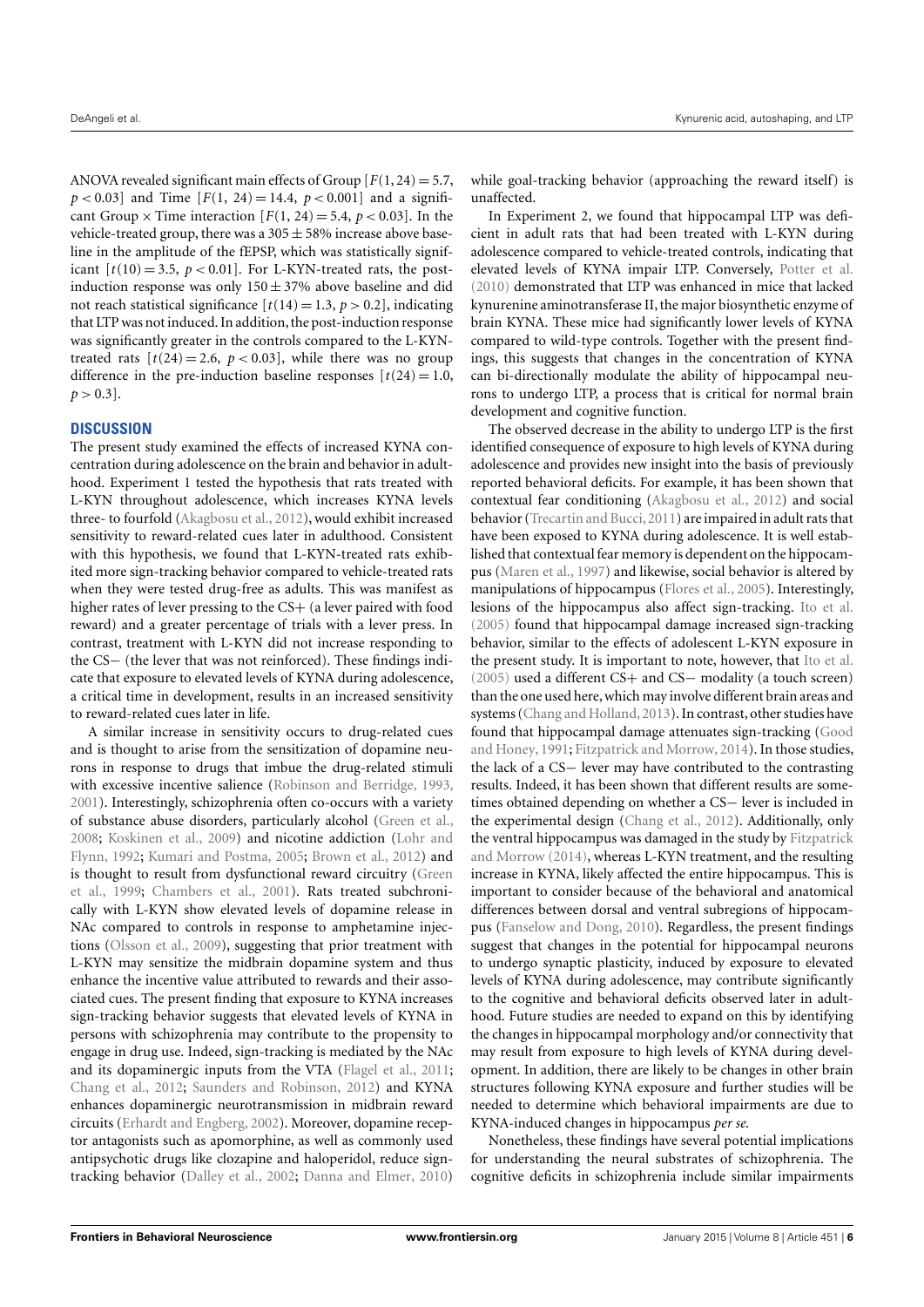ANOVA revealed significant main effects of Group [$F(1, 24) = 5.7$, $p < 0.03$] and Time [$F(1, 24) = 14.4$, $p < 0.001$] and a significant Group × Time interaction [$F(1, 24) = 5.4$, $p < 0.03$]. In the vehicle-treated group, there was a $305 \pm 58\%$ increase above baseline in the amplitude of the fEPSP, which was statistically significant [$t(10) = 3.5$, $p < 0.01$]. For L-KYN-treated rats, the post-induction response was only $150 \pm 37\%$ above baseline and did not reach statistical significance [$t(14) = 1.3$, $p > 0.2$], indicating that LTP was not induced. In addition, the post-induction response was significantly greater in the controls compared to the L-KYN-treated rats [$t(24) = 2.6$, $p < 0.03$], while there was no group difference in the pre-induction baseline responses [$t(24) = 1.0$, $p > 0.3$].

## DISCUSSION

The present study examined the effects of increased KYNA concentration during adolescence on the brain and behavior in adulthood. Experiment 1 tested the hypothesis that rats treated with L-KYN throughout adolescence, which increases KYNA levels three- to fourfold (Akagbosu et al., 2012), would exhibit increased sensitivity to reward-related cues later in adulthood. Consistent with this hypothesis, we found that L-KYN-treated rats exhibited more sign-tracking behavior compared to vehicle-treated rats when they were tested drug-free as adults. This was manifest as higher rates of lever pressing to the CS+ (a lever paired with food reward) and a greater percentage of trials with a lever press. In contrast, treatment with L-KYN did not increase responding to the CS− (the lever that was not reinforced). These findings indicate that exposure to elevated levels of KYNA during adolescence, a critical time in development, results in an increased sensitivity to reward-related cues later in life.

A similar increase in sensitivity occurs to drug-related cues and is thought to arise from the sensitization of dopamine neurons in response to drugs that imbue the drug-related stimuli with excessive incentive salience (Robinson and Berridge, 1993, 2001). Interestingly, schizophrenia often co-occurs with a variety of substance abuse disorders, particularly alcohol (Green et al., 2008; Koskinen et al., 2009) and nicotine addiction (Lohr and Flynn, 1992; Kumari and Postma, 2005; Brown et al., 2012) and is thought to result from dysfunctional reward circuitry (Green et al., 1999; Chambers et al., 2001). Rats treated subchronically with L-KYN show elevated levels of dopamine release in NAc compared to controls in response to amphetamine injections (Olsson et al., 2009), suggesting that prior treatment with L-KYN may sensitize the midbrain dopamine system and thus enhance the incentive value attributed to rewards and their associated cues. The present finding that exposure to KYNA increases sign-tracking behavior suggests that elevated levels of KYNA in persons with schizophrenia may contribute to the propensity to engage in drug use. Indeed, sign-tracking is mediated by the NAc and its dopaminergic inputs from the VTA (Flagel et al., 2011; Chang et al., 2012; Saunders and Robinson, 2012) and KYNA enhances dopaminergic neurotransmission in midbrain reward circuits (Erhardt and Engberg, 2002). Moreover, dopamine receptor antagonists such as apomorphine, as well as commonly used antipsychotic drugs like clozapine and haloperidol, reduce sign-tracking behavior (Dalley et al., 2002; Danna and Elmer, 2010) while goal-tracking behavior (approaching the reward itself) is unaffected.

In Experiment 2, we found that hippocampal LTP was deficient in adult rats that had been treated with L-KYN during adolescence compared to vehicle-treated controls, indicating that elevated levels of KYNA impair LTP. Conversely, Potter et al. (2010) demonstrated that LTP was enhanced in mice that lacked kynurenine aminotransferase II, the major biosynthetic enzyme of brain KYNA. These mice had significantly lower levels of KYNA compared to wild-type controls. Together with the present findings, this suggests that changes in the concentration of KYNA can bi-directionally modulate the ability of hippocampal neurons to undergo LTP, a process that is critical for normal brain development and cognitive function.

The observed decrease in the ability to undergo LTP is the first identified consequence of exposure to high levels of KYNA during adolescence and provides new insight into the basis of previously reported behavioral deficits. For example, it has been shown that contextual fear conditioning (Akagbosu et al., 2012) and social behavior (Trecartin and Bucci, 2011) are impaired in adult rats that have been exposed to KYNA during adolescence. It is well established that contextual fear memory is dependent on the hippocampus (Maren et al., 1997) and likewise, social behavior is altered by manipulations of hippocampus (Flores et al., 2005). Interestingly, lesions of the hippocampus also affect sign-tracking. Ito et al. (2005) found that hippocampal damage increased sign-tracking behavior, similar to the effects of adolescent L-KYN exposure in the present study. It is important to note, however, that Ito et al. (2005) used a different CS+ and CS− modality (a touch screen) than the one used here, which may involve different brain areas and systems (Chang and Holland, 2013). In contrast, other studies have found that hippocampal damage attenuates sign-tracking (Good and Honey, 1991; Fitzpatrick and Morrow, 2014). In those studies, the lack of a CS− lever may have contributed to the contrasting results. Indeed, it has been shown that different results are sometimes obtained depending on whether a CS− lever is included in the experimental design (Chang et al., 2012). Additionally, only the ventral hippocampus was damaged in the study by Fitzpatrick and Morrow (2014), whereas L-KYN treatment, and the resulting increase in KYNA, likely affected the entire hippocampus. This is important to consider because of the behavioral and anatomical differences between dorsal and ventral subregions of hippocampus (Fanselow and Dong, 2010). Regardless, the present findings suggest that changes in the potential for hippocampal neurons to undergo synaptic plasticity, induced by exposure to elevated levels of KYNA during adolescence, may contribute significantly to the cognitive and behavioral deficits observed later in adulthood. Future studies are needed to expand on this by identifying the changes in hippocampal morphology and/or connectivity that may result from exposure to high levels of KYNA during development. In addition, there are likely to be changes in other brain structures following KYNA exposure and further studies will be needed to determine which behavioral impairments are due to KYNA-induced changes in hippocampus *per se*.

Nonetheless, these findings have several potential implications for understanding the neural substrates of schizophrenia. The cognitive deficits in schizophrenia include similar impairments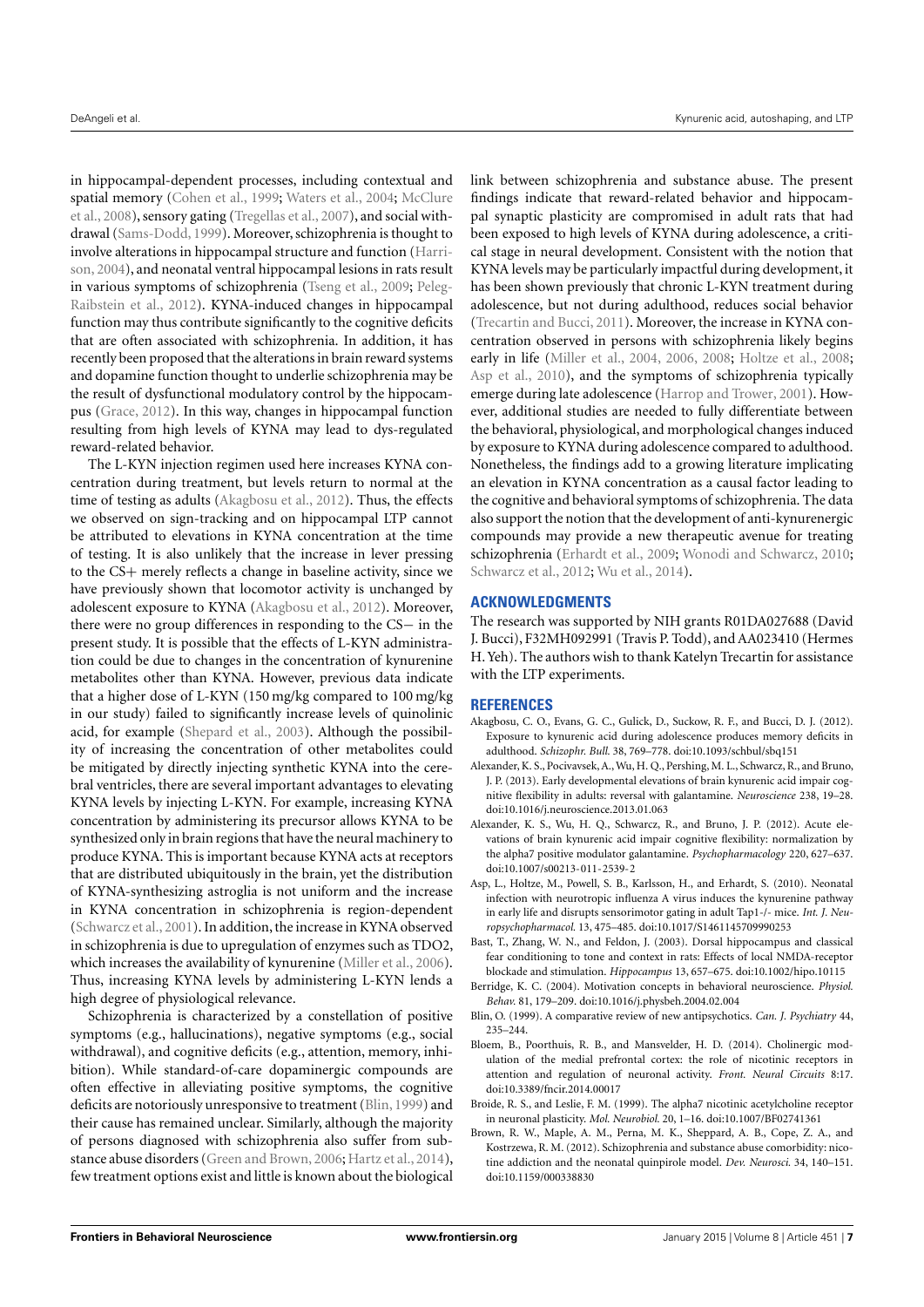in hippocampal-dependent processes, including contextual and spatial memory (Cohen et al., 1999; Waters et al., 2004; McClure et al., 2008), sensory gating (Tregellas et al., 2007), and social withdrawal (Sams-Dodd, 1999). Moreover, schizophrenia is thought to involve alterations in hippocampal structure and function (Harrison, 2004), and neonatal ventral hippocampal lesions in rats result in various symptoms of schizophrenia (Tseng et al., 2009; Peleg-Raibstein et al., 2012). KYNA-induced changes in hippocampal function may thus contribute significantly to the cognitive deficits that are often associated with schizophrenia. In addition, it has recently been proposed that the alterations in brain reward systems and dopamine function thought to underlie schizophrenia may be the result of dysfunctional modulatory control by the hippocampus (Grace, 2012). In this way, changes in hippocampal function resulting from high levels of KYNA may lead to dys-regulated reward-related behavior.

The L-KYN injection regimen used here increases KYNA concentration during treatment, but levels return to normal at the time of testing as adults (Akagbosu et al., 2012). Thus, the effects we observed on sign-tracking and on hippocampal LTP cannot be attributed to elevations in KYNA concentration at the time of testing. It is also unlikely that the increase in lever pressing to the CS+ merely reflects a change in baseline activity, since we have previously shown that locomotor activity is unchanged by adolescent exposure to KYNA (Akagbosu et al., 2012). Moreover, there were no group differences in responding to the CS− in the present study. It is possible that the effects of L-KYN administration could be due to changes in the concentration of kynurenine metabolites other than KYNA. However, previous data indicate that a higher dose of L-KYN (150 mg/kg compared to 100 mg/kg in our study) failed to significantly increase levels of quinolinic acid, for example (Shepard et al., 2003). Although the possibility of increasing the concentration of other metabolites could be mitigated by directly injecting synthetic KYNA into the cerebral ventricles, there are several important advantages to elevating KYNA levels by injecting L-KYN. For example, increasing KYNA concentration by administering its precursor allows KYNA to be synthesized only in brain regions that have the neural machinery to produce KYNA. This is important because KYNA acts at receptors that are distributed ubiquitously in the brain, yet the distribution of KYNA-synthesizing astroglia is not uniform and the increase in KYNA concentration in schizophrenia is region-dependent (Schwarcz et al., 2001). In addition, the increase in KYNA observed in schizophrenia is due to upregulation of enzymes such as TDO2, which increases the availability of kynurenine (Miller et al., 2006). Thus, increasing KYNA levels by administering L-KYN lends a high degree of physiological relevance.

Schizophrenia is characterized by a constellation of positive symptoms (e.g., hallucinations), negative symptoms (e.g., social withdrawal), and cognitive deficits (e.g., attention, memory, inhibition). While standard-of-care dopaminergic compounds are often effective in alleviating positive symptoms, the cognitive deficits are notoriously unresponsive to treatment (Blin, 1999) and their cause has remained unclear. Similarly, although the majority of persons diagnosed with schizophrenia also suffer from substance abuse disorders (Green and Brown, 2006; Hartz et al., 2014), few treatment options exist and little is known about the biological link between schizophrenia and substance abuse. The present findings indicate that reward-related behavior and hippocampal synaptic plasticity are compromised in adult rats that had been exposed to high levels of KYNA during adolescence, a critical stage in neural development. Consistent with the notion that KYNA levels may be particularly impactful during development, it has been shown previously that chronic L-KYN treatment during adolescence, but not during adulthood, reduces social behavior (Trecartin and Bucci, 2011). Moreover, the increase in KYNA concentration observed in persons with schizophrenia likely begins early in life (Miller et al., 2004, 2006, 2008; Holtze et al., 2008; Asp et al., 2010), and the symptoms of schizophrenia typically emerge during late adolescence (Harrop and Trower, 2001). However, additional studies are needed to fully differentiate between the behavioral, physiological, and morphological changes induced by exposure to KYNA during adolescence compared to adulthood. Nonetheless, the findings add to a growing literature implicating an elevation in KYNA concentration as a causal factor leading to the cognitive and behavioral symptoms of schizophrenia. The data also support the notion that the development of anti-kynurenergic compounds may provide a new therapeutic avenue for treating schizophrenia (Erhardt et al., 2009; Wonodi and Schwarcz, 2010; Schwarcz et al., 2012; Wu et al., 2014).

## ACKNOWLEDGMENTS

The research was supported by NIH grants R01DA027688 (David J. Bucci), F32MH092991 (Travis P. Todd), and AA023410 (Hermes H. Yeh). The authors wish to thank Katelyn Trecartin for assistance with the LTP experiments.

## REFERENCES

Akagbosu, C. O., Evans, G. C., Gulick, D., Suckow, R. F., and Bucci, D. J. (2012). Exposure to kynurenic acid during adolescence produces memory deficits in adulthood. *Schizophr. Bull.* 38, 769–778. doi:10.1093/schbul/sbq151

Alexander, K. S., Pocivavsek, A., Wu, H. Q., Pershing, M. L., Schwarcz, R., and Bruno, J. P. (2013). Early developmental elevations of brain kynurenic acid impair cognitive flexibility in adults: reversal with galantamine. *Neuroscience* 238, 19–28. doi:10.1016/j.neuroscience.2013.01.063

Alexander, K. S., Wu, H. Q., Schwarcz, R., and Bruno, J. P. (2012). Acute elevations of brain kynurenic acid impair cognitive flexibility: normalization by the alpha7 positive modulator galantamine. *Psychopharmacology* 220, 627–637. doi:10.1007/s00213-011-2539-2

Asp, L., Holtze, M., Powell, S. B., Karlsson, H., and Erhardt, S. (2010). Neonatal infection with neurotropic influenza A virus induces the kynurenine pathway in early life and disrupts sensorimotor gating in adult Tap1-/- mice. *Int. J. Neuropsychopharmacol.* 13, 475–485. doi:10.1017/S1461145709990253

Bast, T., Zhang, W. N., and Feldon, J. (2003). Dorsal hippocampus and classical fear conditioning to tone and context in rats: Effects of local NMDA-receptor blockade and stimulation. *Hippocampus* 13, 657–675. doi:10.1002/hipo.10115

Berridge, K. C. (2004). Motivation concepts in behavioral neuroscience. *Physiol. Behav.* 81, 179–209. doi:10.1016/j.physbeh.2004.02.004

Blin, O. (1999). A comparative review of new antipsychotics. *Can. J. Psychiatry* 44, 235–244.

Bloem, B., Poorthuis, R. B., and Mansvelder, H. D. (2014). Cholinergic modulation of the medial prefrontal cortex: the role of nicotinic receptors in attention and regulation of neuronal activity. *Front. Neural Circuits* 8:17. doi:10.3389/fncir.2014.00017

Broide, R. S., and Leslie, F. M. (1999). The alpha7 nicotinic acetylcholine receptor in neuronal plasticity. *Mol. Neurobiol.* 20, 1–16. doi:10.1007/BF02741361

Brown, R. W., Maple, A. M., Perna, M. K., Sheppard, A. B., Cope, Z. A., and Kostrzewa, R. M. (2012). Schizophrenia and substance abuse comorbidity: nicotine addiction and the neonatal quinpirole model. *Dev. Neurosci.* 34, 140–151. doi:10.1159/000338830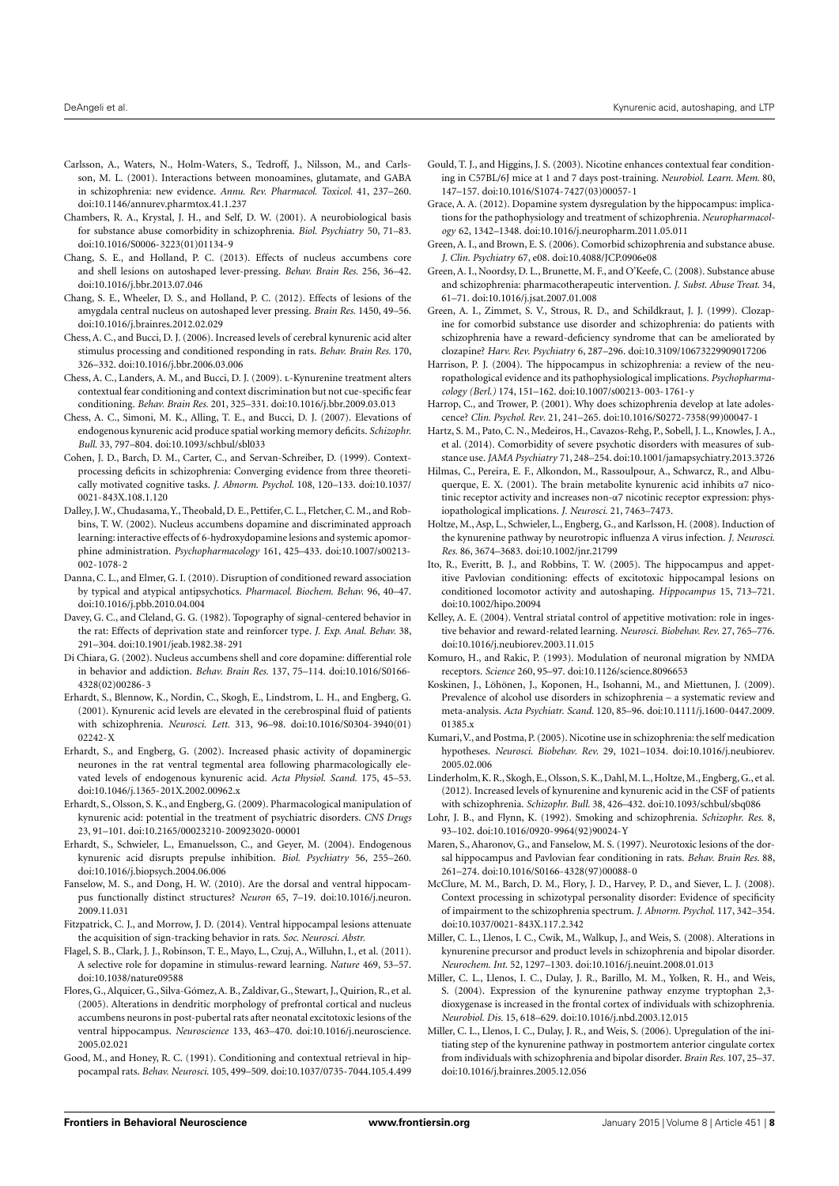Carlsson, A., Waters, N., Holm-Waters, S., Tedroff, J., Nilsson, M., and Carlsson, M. L. (2001). Interactions between monoamines, glutamate, and GABA in schizophrenia: new evidence. *Annu. Rev. Pharmacol. Toxicol.* 41, 237–260. doi:10.1146/annurev.pharmtox.41.1.237

Chambers, R. A., Krystal, J. H., and Self, D. W. (2001). A neurobiological basis for substance abuse comorbidity in schizophrenia. *Biol. Psychiatry* 50, 71–83. doi:10.1016/S0006-3223(01)01134-9

Chang, S. E., and Holland, P. C. (2013). Effects of nucleus accumbens core and shell lesions on autoshaped lever-pressing. *Behav. Brain Res.* 256, 36–42. doi:10.1016/j.bbr.2013.07.046

Chang, S. E., Wheeler, D. S., and Holland, P. C. (2012). Effects of lesions of the amygdala central nucleus on autoshaped lever pressing. *Brain Res.* 1450, 49–56. doi:10.1016/j.brainres.2012.02.029

Chess, A. C., and Bucci, D. J. (2006). Increased levels of cerebral kynurenic acid alter stimulus processing and conditioned responding in rats. *Behav. Brain Res.* 170, 326–332. doi:10.1016/j.bbr.2006.03.006

Chess, A. C., Landers, A. M., and Bucci, D. J. (2009). L-Kynurenine treatment alters contextual fear conditioning and context discrimination but not cue-specific fear conditioning. *Behav. Brain Res.* 201, 325–331. doi:10.1016/j.bbr.2009.03.013

Chess, A. C., Simoni, M. K., Alling, T. E., and Bucci, D. J. (2007). Elevations of endogenous kynurenic acid produce spatial working memory deficits. *Schizophr. Bull.* 33, 797–804. doi:10.1093/schbul/sbl033

Cohen, J. D., Barch, D. M., Carter, C., and Servan-Schreiber, D. (1999). Context-processing deficits in schizophrenia: Converging evidence from three theoretically motivated cognitive tasks. *J. Abnorm. Psychol.* 108, 120–133. doi:10.1037/0021-843X.108.1.120

Dalley, J. W., Chudasama, Y., Theobald, D. E., Pettifer, C. L., Fletcher, C. M., and Robbins, T. W. (2002). Nucleus accumbens dopamine and discriminated approach learning: interactive effects of 6-hydroxydopamine lesions and systemic apomorphine administration. *Psychopharmacology* 161, 425–433. doi:10.1007/s00213-002-1078-2

Danna, C. L., and Elmer, G. I. (2010). Disruption of conditioned reward association by typical and atypical antipsychotics. *Pharmacol. Biochem. Behav.* 96, 40–47. doi:10.1016/j.pbb.2010.04.004

Davey, G. C., and Cleland, G. G. (1982). Topography of signal-centered behavior in the rat: Effects of deprivation state and reinforcer type. *J. Exp. Anal. Behav.* 38, 291–304. doi:10.1901/jeab.1982.38-291

Di Chiara, G. (2002). Nucleus accumbens shell and core dopamine: differential role in behavior and addiction. *Behav. Brain Res.* 137, 75–114. doi:10.1016/S0166-4328(02)00286-3

Erhardt, S., Blennow, K., Nordin, C., Skogh, E., Lindstrom, L. H., and Engberg, G. (2001). Kynurenic acid levels are elevated in the cerebrospinal fluid of patients with schizophrenia. *Neurosci. Lett.* 313, 96–98. doi:10.1016/S0304-3940(01)02242-X

Erhardt, S., and Engberg, G. (2002). Increased phasic activity of dopaminergic neurones in the rat ventral tegmental area following pharmacologically elevated levels of endogenous kynurenic acid. *Acta Physiol. Scand.* 175, 45–53. doi:10.1046/j.1365-201X.2002.00962.x

Erhardt, S., Olsson, S. K., and Engberg, G. (2009). Pharmacological manipulation of kynurenic acid: potential in the treatment of psychiatric disorders. *CNS Drugs* 23, 91–101. doi:10.2165/00023210-200923020-00001

Erhardt, S., Schwieler, L., Emanuelsson, C., and Geyer, M. (2004). Endogenous kynurenic acid disrupts prepulse inhibition. *Biol. Psychiatry* 56, 255–260. doi:10.1016/j.biopsych.2004.06.006

Fanselow, M. S., and Dong, H. W. (2010). Are the dorsal and ventral hippocampus functionally distinct structures? *Neuron* 65, 7–19. doi:10.1016/j.neuron.2009.11.031

Fitzpatrick, C. J., and Morrow, J. D. (2014). Ventral hippocampal lesions attenuate the acquisition of sign-tracking behavior in rats. *Soc. Neurosci. Abstr.*

Flagel, S. B., Clark, J. J., Robinson, T. E., Mayo, L., Czuj, A., Willuhn, I., et al. (2011). A selective role for dopamine in stimulus-reward learning. *Nature* 469, 53–57. doi:10.1038/nature09588

Flores, G., Alquicer, G., Silva-Gómez, A. B., Zaldivar, G., Stewart, J., Quirion, R., et al. (2005). Alterations in dendritic morphology of prefrontal cortical and nucleus accumbens neurons in post-pubertal rats after neonatal excitotoxic lesions of the ventral hippocampus. *Neuroscience* 133, 463–470. doi:10.1016/j.neuroscience.2005.02.021

Good, M., and Honey, R. C. (1991). Conditioning and contextual retrieval in hippocampal rats. *Behav. Neurosci.* 105, 499–509. doi:10.1037/0735-7044.105.4.499

Gould, T. J., and Higgins, J. S. (2003). Nicotine enhances contextual fear conditioning in C57BL/6J mice at 1 and 7 days post-training. *Neurobiol. Learn. Mem.* 80, 147–157. doi:10.1016/S1074-7427(03)00057-1

Grace, A. A. (2012). Dopamine system dysregulation by the hippocampus: implications for the pathophysiology and treatment of schizophrenia. *Neuropharmacology* 62, 1342–1348. doi:10.1016/j.neuropharm.2011.05.011

Green, A. I., and Brown, E. S. (2006). Comorbid schizophrenia and substance abuse. *J. Clin. Psychiatry* 67, e08. doi:10.4088/JCP.0906e08

Green, A. I., Noordsy, D. L., Brunette, M. F., and O'Keefe, C. (2008). Substance abuse and schizophrenia: pharmacotherapeutic intervention. *J. Subst. Abuse Treat.* 34, 61–71. doi:10.1016/j.jsat.2007.01.008

Green, A. I., Zimmet, S. V., Strous, R. D., and Schildkraut, J. J. (1999). Clozapine for comorbid substance use disorder and schizophrenia: do patients with schizophrenia have a reward-deficiency syndrome that can be ameliorated by clozapine? *Harv. Rev. Psychiatry* 6, 287–296. doi:10.3109/10673229909017206

Harrison, P. J. (2004). The hippocampus in schizophrenia: a review of the neuropathological evidence and its pathophysiological implications. *Psychopharmacology (Berl.)* 174, 151–162. doi:10.1007/s00213-003-1761-y

Harrop, C., and Trower, P. (2001). Why does schizophrenia develop at late adolescence? *Clin. Psychol. Rev.* 21, 241–265. doi:10.1016/S0272-7358(99)00047-1

Hartz, S. M., Pato, C. N., Medeiros, H., Cavazos-Rehg, P., Sobell, J. L., Knowles, J. A., et al. (2014). Comorbidity of severe psychotic disorders with measures of substance use. *JAMA Psychiatry* 71, 248–254. doi:10.1001/jamapsychiatry.2013.3726

Hilmas, C., Pereira, E. F., Alkondon, M., Rassoulpour, A., Schwarcz, R., and Albuquerque, E. X. (2001). The brain metabolite kynurenic acid inhibits α7 nicotinic receptor activity and increases non-α7 nicotinic receptor expression: physiopathological implications. *J. Neurosci.* 21, 7463–7473.

Holtze, M., Asp, L., Schwieler, L., Engberg, G., and Karlsson, H. (2008). Induction of the kynurenine pathway by neurotropic influenza A virus infection. *J. Neurosci. Res.* 86, 3674–3683. doi:10.1002/jnr.21799

Ito, R., Everitt, B. J., and Robbins, T. W. (2005). The hippocampus and appetitive Pavlovian conditioning: effects of excitotoxic hippocampal lesions on conditioned locomotor activity and autoshaping. *Hippocampus* 15, 713–721. doi:10.1002/hipo.20094

Kelley, A. E. (2004). Ventral striatal control of appetitive motivation: role in ingestive behavior and reward-related learning. *Neurosci. Biobehav. Rev.* 27, 765–776. doi:10.1016/j.neubiorev.2003.11.015

Komuro, H., and Rakic, P. (1993). Modulation of neuronal migration by NMDA receptors. *Science* 260, 95–97. doi:10.1126/science.8096653

Koskinen, J., Löhönen, J., Koponen, H., Isohanni, M., and Miettunen, J. (2009). Prevalence of alcohol use disorders in schizophrenia – a systematic review and meta-analysis. *Acta Psychiatr. Scand.* 120, 85–96. doi:10.1111/j.1600-0447.2009.01385.x

Kumari, V., and Postma, P. (2005). Nicotine use in schizophrenia: the self medication hypotheses. *Neurosci. Biobehav. Rev.* 29, 1021–1034. doi:10.1016/j.neubiorev.2005.02.006

Linderholm, K. R., Skogh, E., Olsson, S. K., Dahl, M. L., Holtze, M., Engberg, G., et al. (2012). Increased levels of kynurenine and kynurenic acid in the CSF of patients with schizophrenia. *Schizophr. Bull.* 38, 426–432. doi:10.1093/schbul/sbq086

Lohr, J. B., and Flynn, K. (1992). Smoking and schizophrenia. *Schizophr. Res.* 8, 93–102. doi:10.1016/0920-9964(92)90024-Y

Maren, S., Aharonov, G., and Fanselow, M. S. (1997). Neurotoxic lesions of the dorsal hippocampus and Pavlovian fear conditioning in rats. *Behav. Brain Res.* 88, 261–274. doi:10.1016/S0166-4328(97)00088-0

McClure, M. M., Barch, D. M., Flory, J. D., Harvey, P. D., and Siever, L. J. (2008). Context processing in schizotypal personality disorder: Evidence of specificity of impairment to the schizophrenia spectrum. *J. Abnorm. Psychol.* 117, 342–354. doi:10.1037/0021-843X.117.2.342

Miller, C. L., Llenos, I. C., Cwik, M., Walkup, J., and Weis, S. (2008). Alterations in kynurenine precursor and product levels in schizophrenia and bipolar disorder. *Neurochem. Int.* 52, 1297–1303. doi:10.1016/j.neuint.2008.01.013

Miller, C. L., Llenos, I. C., Dulay, J. R., Barillo, M. M., Yolken, R. H., and Weis, S. (2004). Expression of the kynurenine pathway enzyme tryptophan 2,3-dioxygenase is increased in the frontal cortex of individuals with schizophrenia. *Neurobiol. Dis.* 15, 618–629. doi:10.1016/j.nbd.2003.12.015

Miller, C. L., Llenos, I. C., Dulay, J. R., and Weis, S. (2006). Upregulation of the initiating step of the kynurenine pathway in postmortem anterior cingulate cortex from individuals with schizophrenia and bipolar disorder. *Brain Res.* 107, 25–37. doi:10.1016/j.brainres.2005.12.056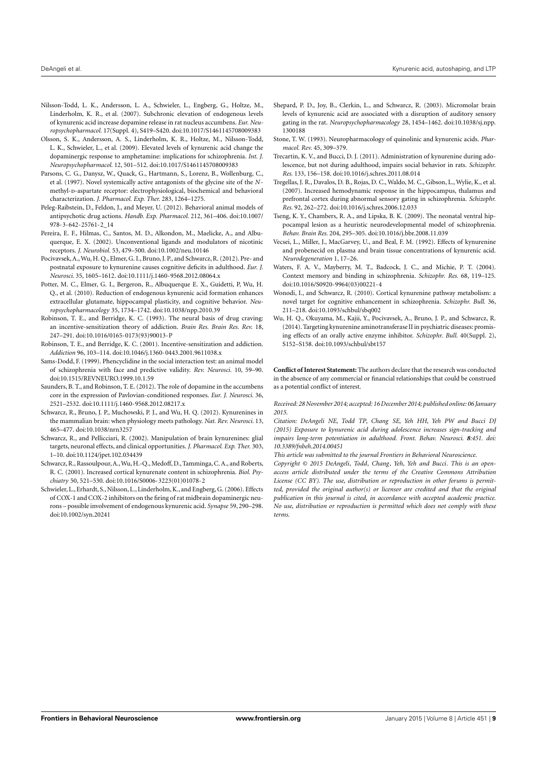Nilsson-Todd, L. K., Andersson, L. A., Schwieler, L., Engberg, G., Holtze, M., Linderholm, K. R., et al. (2007). Subchronic elevation of endogenous levels of kynurenic acid increase dopamine release in rat nucleus accumbens. *Eur. Neuropsychopharmacol.* 17(Suppl. 4), S419–S420. doi:10.1017/S1461145708009383

Olsson, S. K., Andersson, A. S., Linderholm, K. R., Holtze, M., Nilsson-Todd, L. K., Schwieler, L., et al. (2009). Elevated levels of kynurenic acid change the dopaminergic response to amphetamine: implications for schizophrenia. *Int. J. Neuropsychopharmacol.* 12, 501–512. doi:10.1017/S1461145708009383

Parsons, C. G., Danysz, W., Quack, G., Hartmann, S., Lorenz, B., Wollenburg, C., et al. (1997). Novel systemically active antagonists of the glycine site of the *N*-methyl-D-aspartate receptor: electrophysiological, biochemical and behavioral characterization. *J. Pharmacol. Exp. Ther.* 283, 1264–1275.

Peleg-Raibstein, D., Feldon, J., and Meyer, U. (2012). Behavioral animal models of antipsychotic drug actions. *Handb. Exp. Pharmacol.* 212, 361–406. doi:10.1007/978-3-642-25761-2_14

Pereira, E. F., Hilmas, C., Santos, M. D., Alkondon, M., Maelicke, A., and Albuquerque, E. X. (2002). Unconventional ligands and modulators of nicotinic receptors. *J. Neurobiol.* 53, 479–500. doi:10.1002/neu.10146

Pocivavsek, A., Wu, H. Q., Elmer, G. I., Bruno, J. P., and Schwarcz, R. (2012). Pre- and postnatal exposure to kynurenine causes cognitive deficits in adulthood. *Eur. J. Neurosci.* 35, 1605–1612. doi:10.1111/j.1460-9568.2012.08064.x

Potter, M. C., Elmer, G. I., Bergeron, R., Albuquerque E. X., Guidetti, P, Wu, H. Q., et al. (2010). Reduction of endogenous kynurenic acid formation enhances extracellular glutamate, hippocampal plasticity, and cognitive behavior. *Neuropsychopharmacology* 35, 1734–1742. doi:10.1038/npp.2010.39

Robinson, T. E., and Berridge, K. C. (1993). The neural basis of drug craving: an incentive-sensitization theory of addiction. *Brain Res. Brain Res. Rev.* 18, 247–291. doi:10.1016/0165-0173(93)90013-P

Robinson, T. E., and Berridge, K. C. (2001). Incentive-sensitization and addiction. *Addiction* 96, 103–114. doi:10.1046/j.1360-0443.2001.9611038.x

Sams-Dodd, F. (1999). Phencyclidine in the social interaction test: an animal model of schizophrenia with face and predictive validity. *Rev. Neurosci.* 10, 59–90. doi:10.1515/REVNEURO.1999.10.1.59

Saunders, B. T., and Robinson, T. E. (2012). The role of dopamine in the accumbens core in the expression of Pavlovian-conditioned responses. *Eur. J. Neurosci.* 36, 2521–2532. doi:10.1111/j.1460-9568.2012.08217.x

Schwarcz, R., Bruno, J. P., Muchowski, P. J., and Wu, H. Q. (2012). Kynurenines in the mammalian brain: when physiology meets pathology. *Nat. Rev. Neurosci.* 13, 465–477. doi:10.1038/nrn3257

Schwarcz, R., and Pellicciari, R. (2002). Manipulation of brain kynurenines: glial targets, neuronal effects, and clinical opportunities. *J. Pharmacol. Exp. Ther.* 303, 1–10. doi:10.1124/jpet.102.034439

Schwarcz, R., Rassoulpour, A., Wu, H.-Q., Medoff, D., Tamminga, C. A., and Roberts, R. C. (2001). Increased cortical kynurenate content in schizophrenia. *Biol. Psychiatry* 50, 521–530. doi:10.1016/S0006-3223(01)01078-2

Schwieler, L., Erhardt, S., Nilsson, L., Linderholm, K., and Engberg, G. (2006). Effects of COX-1 and COX-2 inhibitors on the firing of rat midbrain dopaminergic neurons – possible involvement of endogenous kynurenic acid. *Synapse* 59, 290–298. doi:10.1002/syn.20241

Shepard, P. D., Joy, B., Clerkin, L., and Schwarcz, R. (2003). Micromolar brain levels of kynurenic acid are associated with a disruption of auditory sensory gating in the rat. *Neuropsychopharmacology* 28, 1454–1462. doi:10.1038/sj.npp.1300188

Stone, T. W. (1993). Neuropharmacology of quinolinic and kynurenic acids. *Pharmacol. Rev.* 45, 309–379.

Trecartin, K. V., and Bucci, D. J. (2011). Administration of kynurenine during adolescence, but not during adulthood, impairs social behavior in rats. *Schizophr. Res.* 133, 156–158. doi:10.1016/j.schres.2011.08.014

Tregellas, J. R., Davalos, D. B., Rojas, D. C., Waldo, M. C., Gibson, L., Wylie, K., et al. (2007). Increased hemodynamic response in the hippocampus, thalamus and prefrontal cortex during abnormal sensory gating in schizophrenia. *Schizophr. Res.* 92, 262–272. doi:10.1016/j.schres.2006.12.033

Tseng, K. Y., Chambers, R. A., and Lipska, B. K. (2009). The neonatal ventral hippocampal lesion as a heuristic neurodevelopmental model of schizophrenia. *Behav. Brain Res.* 204, 295–305. doi:10.1016/j.bbr.2008.11.039

Vecsei, L., Miller, J., MacGarvey, U., and Beal, F. M. (1992). Effects of kynurenine and probenecid on plasma and brain tissue concentrations of kynurenic acid. *Neurodegeneration* 1, 17–26.

Waters, F. A. V., Mayberry, M. T., Badcock, J. C., and Michie, P. T. (2004). Context memory and binding in schizophrenia. *Schizophr. Res.* 68, 119–125. doi:10.1016/S0920-9964(03)00221-4

Wonodi, I., and Schwarcz, R. (2010). Cortical kynurenine pathway metabolism: a novel target for cognitive enhancement in schizophrenia. *Schizophr. Bull.* 36, 211–218. doi:10.1093/schbul/sbq002

Wu, H. Q., Okuyama, M., Kajii, Y., Pocivavsek, A., Bruno, J. P., and Schwarcz, R. (2014). Targeting kynurenine aminotransferase II in psychiatric diseases: promising effects of an orally active enzyme inhibitor. *Schizophr. Bull.* 40(Suppl. 2), S152–S158. doi:10.1093/schbul/sbt157

**Conflict of Interest Statement:** The authors declare that the research was conducted in the absence of any commercial or financial relationships that could be construed as a potential conflict of interest.

*Received: 28 November 2014; accepted: 16 December 2014; published online: 06 January 2015.*

*Citation: DeAngeli NE, Todd TP, Chang SE, Yeh HH, Yeh PW and Bucci DJ (2015) Exposure to kynurenic acid during adolescence increases sign-tracking and impairs long-term potentiation in adulthood. Front. Behav. Neurosci.* ***8****:451. doi: 10.3389/fnbeh.2014.00451*

*This article was submitted to the journal Frontiers in Behavioral Neuroscience.*

*Copyright © 2015 DeAngeli, Todd, Chang, Yeh, Yeh and Bucci. This is an open-access article distributed under the terms of the Creative Commons Attribution License (CC BY). The use, distribution or reproduction in other forums is permitted, provided the original author(s) or licensor are credited and that the original publication in this journal is cited, in accordance with accepted academic practice. No use, distribution or reproduction is permitted which does not comply with these terms.*